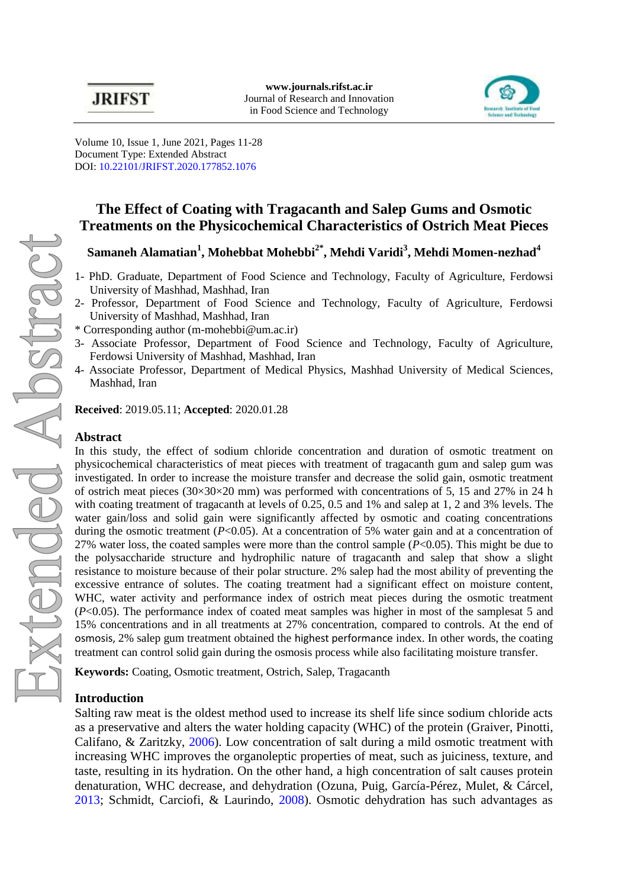Volume 10, Issue 1, June 2021, Pages 11-28
Document Type: Extended Abstract
DOI: 10.22101/JRIFST.2020.177852.1076

# The Effect of Coating with Tragacanth and Salep Gums and Osmotic Treatments on the Physicochemical Characteristics of Ostrich Meat Pieces

**Samaneh Alamatian[1], Mohebbat Mohebbi[2*], Mehdi Varidi[3], Mehdi Momen-nezhad[4]**

1- PhD. Graduate, Department of Food Science and Technology, Faculty of Agriculture, Ferdowsi University of Mashhad, Mashhad, Iran
2- Professor, Department of Food Science and Technology, Faculty of Agriculture, Ferdowsi University of Mashhad, Mashhad, Iran
* Corresponding author (m-mohebbi@um.ac.ir)
3- Associate Professor, Department of Food Science and Technology, Faculty of Agriculture, Ferdowsi University of Mashhad, Mashhad, Iran
4- Associate Professor, Department of Medical Physics, Mashhad University of Medical Sciences, Mashhad, Iran

**Received**: 2019.05.11; **Accepted**: 2020.01.28

## Abstract

In this study, the effect of sodium chloride concentration and duration of osmotic treatment on physicochemical characteristics of meat pieces with treatment of tragacanth gum and salep gum was investigated. In order to increase the moisture transfer and decrease the solid gain, osmotic treatment of ostrich meat pieces (30×30×20 mm) was performed with concentrations of 5, 15 and 27% in 24 h with coating treatment of tragacanth at levels of 0.25, 0.5 and 1% and salep at 1, 2 and 3% levels. The water gain/loss and solid gain were significantly affected by osmotic and coating concentrations during the osmotic treatment ($P<0.05$). At a concentration of 5% water gain and at a concentration of 27% water loss, the coated samples were more than the control sample ($P<0.05$). This might be due to the polysaccharide structure and hydrophilic nature of tragacanth and salep that show a slight resistance to moisture because of their polar structure. 2% salep had the most ability of preventing the excessive entrance of solutes. The coating treatment had a significant effect on moisture content, WHC, water activity and performance index of ostrich meat pieces during the osmotic treatment ($P<0.05$). The performance index of coated meat samples was higher in most of the samplesat 5 and 15% concentrations and in all treatments at 27% concentration, compared to controls. At the end of osmosis, 2% salep gum treatment obtained the highest performance index. In other words, the coating treatment can control solid gain during the osmosis process while also facilitating moisture transfer.

**Keywords:** Coating, Osmotic treatment, Ostrich, Salep, Tragacanth

## Introduction

Salting raw meat is the oldest method used to increase its shelf life since sodium chloride acts as a preservative and alters the water holding capacity (WHC) of the protein (Graiver, Pinotti, Califano, & Zaritzky, 2006). Low concentration of salt during a mild osmotic treatment with increasing WHC improves the organoleptic properties of meat, such as juiciness, texture, and taste, resulting in its hydration. On the other hand, a high concentration of salt causes protein denaturation, WHC decrease, and dehydration (Ozuna, Puig, García-Pérez, Mulet, & Cárcel, 2013; Schmidt, Carciofi, & Laurindo, 2008). Osmotic dehydration has such advantages as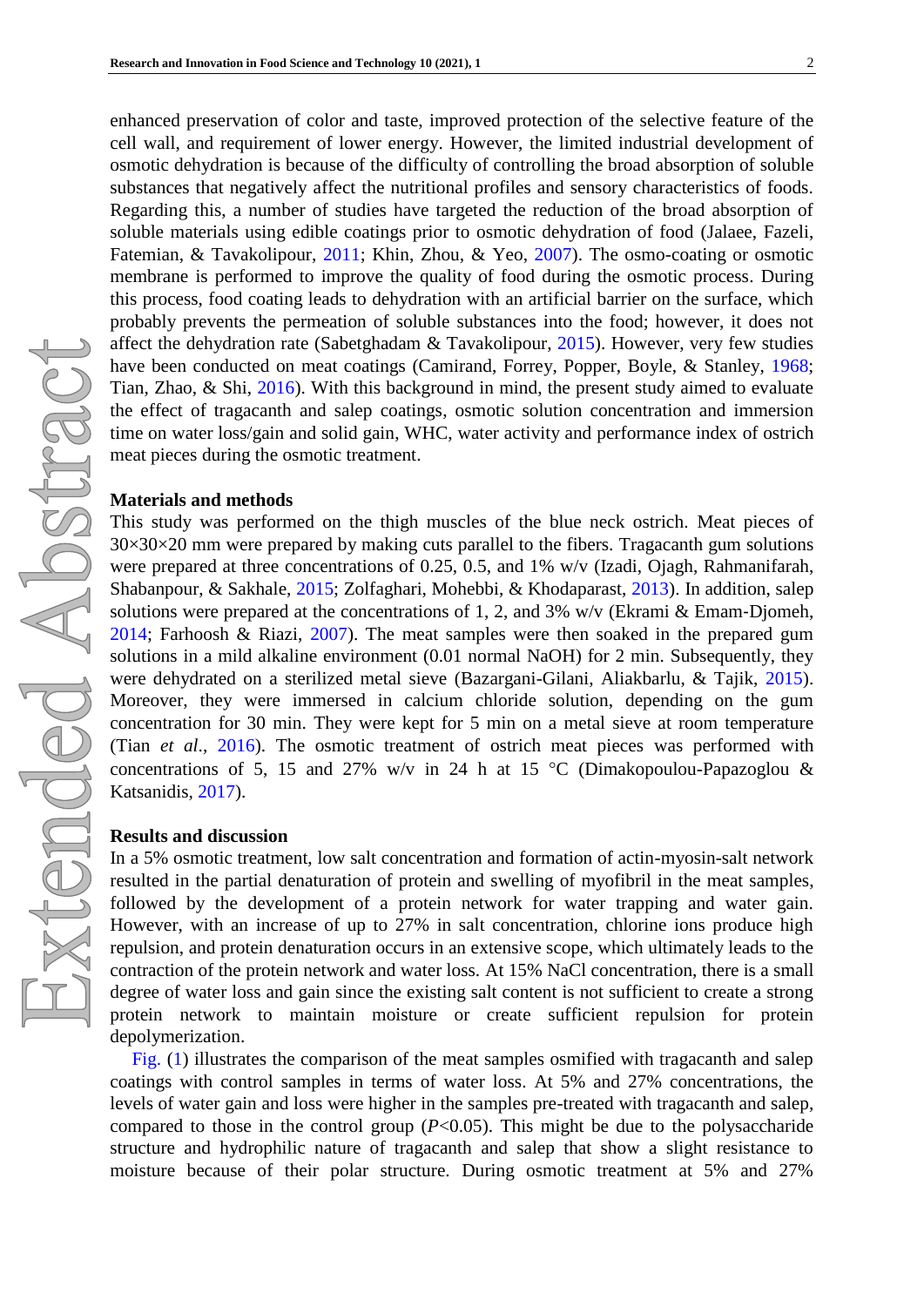enhanced preservation of color and taste, improved protection of the selective feature of the cell wall, and requirement of lower energy. However, the limited industrial development of osmotic dehydration is because of the difficulty of controlling the broad absorption of soluble substances that negatively affect the nutritional profiles and sensory characteristics of foods. Regarding this, a number of studies have targeted the reduction of the broad absorption of soluble materials using edible coatings prior to osmotic dehydration of food (Jalaee, Fazeli, Fatemian, & Tavakolipour, 2011; Khin, Zhou, & Yeo, 2007). The osmo-coating or osmotic membrane is performed to improve the quality of food during the osmotic process. During this process, food coating leads to dehydration with an artificial barrier on the surface, which probably prevents the permeation of soluble substances into the food; however, it does not affect the dehydration rate (Sabetghadam & Tavakolipour, 2015). However, very few studies have been conducted on meat coatings (Camirand, Forrey, Popper, Boyle, & Stanley, 1968; Tian, Zhao, & Shi, 2016). With this background in mind, the present study aimed to evaluate the effect of tragacanth and salep coatings, osmotic solution concentration and immersion time on water loss/gain and solid gain, WHC, water activity and performance index of ostrich meat pieces during the osmotic treatment.

## Materials and methods

This study was performed on the thigh muscles of the blue neck ostrich. Meat pieces of 30×30×20 mm were prepared by making cuts parallel to the fibers. Tragacanth gum solutions were prepared at three concentrations of 0.25, 0.5, and 1% w/v (Izadi, Ojagh, Rahmanifarah, Shabanpour, & Sakhale, 2015; Zolfaghari, Mohebbi, & Khodaparast, 2013). In addition, salep solutions were prepared at the concentrations of 1, 2, and 3% w/v (Ekrami & Emam-Djomeh, 2014; Farhoosh & Riazi, 2007). The meat samples were then soaked in the prepared gum solutions in a mild alkaline environment (0.01 normal NaOH) for 2 min. Subsequently, they were dehydrated on a sterilized metal sieve (Bazargani-Gilani, Aliakbarlu, & Tajik, 2015). Moreover, they were immersed in calcium chloride solution, depending on the gum concentration for 30 min. They were kept for 5 min on a metal sieve at room temperature (Tian *et al*., 2016). The osmotic treatment of ostrich meat pieces was performed with concentrations of 5, 15 and 27% w/v in 24 h at 15 °C (Dimakopoulou-Papazoglou & Katsanidis, 2017).

## Results and discussion

In a 5% osmotic treatment, low salt concentration and formation of actin-myosin-salt network resulted in the partial denaturation of protein and swelling of myofibril in the meat samples, followed by the development of a protein network for water trapping and water gain. However, with an increase of up to 27% in salt concentration, chlorine ions produce high repulsion, and protein denaturation occurs in an extensive scope, which ultimately leads to the contraction of the protein network and water loss. At 15% NaCl concentration, there is a small degree of water loss and gain since the existing salt content is not sufficient to create a strong protein network to maintain moisture or create sufficient repulsion for protein depolymerization.

Fig. (1) illustrates the comparison of the meat samples osmified with tragacanth and salep coatings with control samples in terms of water loss. At 5% and 27% concentrations, the levels of water gain and loss were higher in the samples pre-treated with tragacanth and salep, compared to those in the control group ($P<0.05$). This might be due to the polysaccharide structure and hydrophilic nature of tragacanth and salep that show a slight resistance to moisture because of their polar structure. During osmotic treatment at 5% and 27%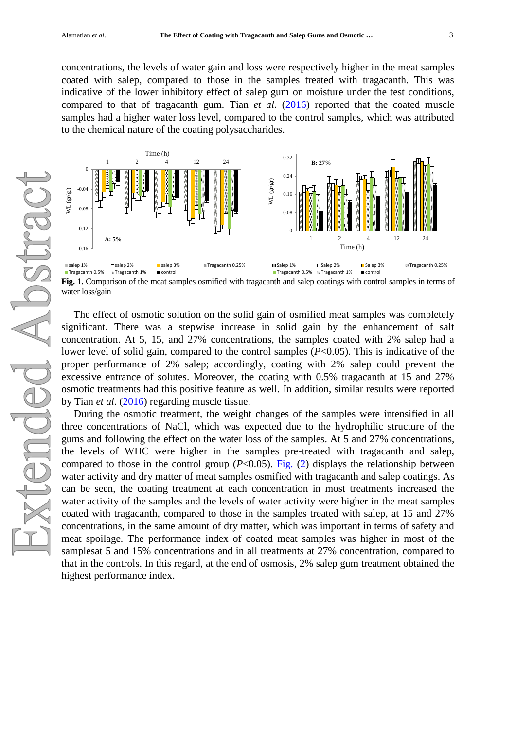concentrations, the levels of water gain and loss were respectively higher in the meat samples coated with salep, compared to those in the samples treated with tragacanth. This was indicative of the lower inhibitory effect of salep gum on moisture under the test conditions, compared to that of tragacanth gum. Tian *et al*. (2016) reported that the coated muscle samples had a higher water loss level, compared to the control samples, which was attributed to the chemical nature of the coating polysaccharides.

**Fig. 1.** Comparison of the meat samples osmified with tragacanth and salep coatings with control samples in terms of water loss/gain

The effect of osmotic solution on the solid gain of osmified meat samples was completely significant. There was a stepwise increase in solid gain by the enhancement of salt concentration. At 5, 15, and 27% concentrations, the samples coated with 2% salep had a lower level of solid gain, compared to the control samples ($P$<0.05). This is indicative of the proper performance of 2% salep; accordingly, coating with 2% salep could prevent the excessive entrance of solutes. Moreover, the coating with 0.5% tragacanth at 15 and 27% osmotic treatments had this positive feature as well. In addition, similar results were reported by Tian *et al*. (2016) regarding muscle tissue.

During the osmotic treatment, the weight changes of the samples were intensified in all three concentrations of NaCl, which was expected due to the hydrophilic structure of the gums and following the effect on the water loss of the samples. At 5 and 27% concentrations, the levels of WHC were higher in the samples pre-treated with tragacanth and salep, compared to those in the control group ($P$<0.05). Fig. (2) displays the relationship between water activity and dry matter of meat samples osmified with tragacanth and salep coatings. As can be seen, the coating treatment at each concentration in most treatments increased the water activity of the samples and the levels of water activity were higher in the meat samples coated with tragacanth, compared to those in the samples treated with salep, at 15 and 27% concentrations, in the same amount of dry matter, which was important in terms of safety and meat spoilage. The performance index of coated meat samples was higher in most of the samplesat 5 and 15% concentrations and in all treatments at 27% concentration, compared to that in the controls. In this regard, at the end of osmosis, 2% salep gum treatment obtained the highest performance index.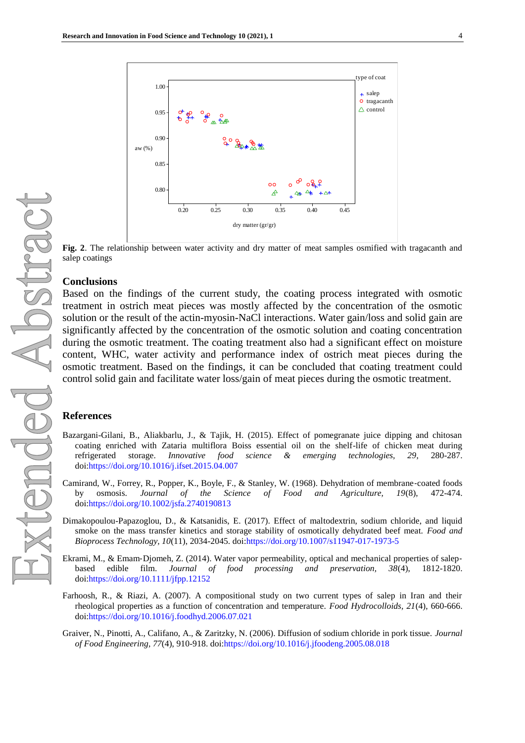**Fig. 2**. The relationship between water activity and dry matter of meat samples osmified with tragacanth and salep coatings

## Conclusions

Based on the findings of the current study, the coating process integrated with osmotic treatment in ostrich meat pieces was mostly affected by the concentration of the osmotic solution or the result of the actin-myosin-NaCl interactions. Water gain/loss and solid gain are significantly affected by the concentration of the osmotic solution and coating concentration during the osmotic treatment. The coating treatment also had a significant effect on moisture content, WHC, water activity and performance index of ostrich meat pieces during the osmotic treatment. Based on the findings, it can be concluded that coating treatment could control solid gain and facilitate water loss/gain of meat pieces during the osmotic treatment.

## References

Bazargani-Gilani, B., Aliakbarlu, J., & Tajik, H. (2015). Effect of pomegranate juice dipping and chitosan coating enriched with Zataria multiflora Boiss essential oil on the shelf-life of chicken meat during refrigerated storage. *Innovative food science & emerging technologies, 29*, 280-287. doi:https://doi.org/10.1016/j.ifset.2015.04.007

Camirand, W., Forrey, R., Popper, K., Boyle, F., & Stanley, W. (1968). Dehydration of membrane‐coated foods by osmosis. *Journal of the Science of Food and Agriculture, 19*(8), 472-474. doi:https://doi.org/10.1002/jsfa.2740190813

Dimakopoulou-Papazoglou, D., & Katsanidis, E. (2017). Effect of maltodextrin, sodium chloride, and liquid smoke on the mass transfer kinetics and storage stability of osmotically dehydrated beef meat. *Food and Bioprocess Technology, 10*(11), 2034-2045. doi:https://doi.org/10.1007/s11947-017-1973-5

Ekrami, M., & Emam‐Djomeh, Z. (2014). Water vapor permeability, optical and mechanical properties of salep‐based edible film. *Journal of food processing and preservation, 38*(4), 1812-1820. doi:https://doi.org/10.1111/jfpp.12152

Farhoosh, R., & Riazi, A. (2007). A compositional study on two current types of salep in Iran and their rheological properties as a function of concentration and temperature. *Food Hydrocolloids, 21*(4), 660-666. doi:https://doi.org/10.1016/j.foodhyd.2006.07.021

Graiver, N., Pinotti, A., Califano, A., & Zaritzky, N. (2006). Diffusion of sodium chloride in pork tissue. *Journal of Food Engineering, 77*(4), 910-918. doi:https://doi.org/10.1016/j.jfoodeng.2005.08.018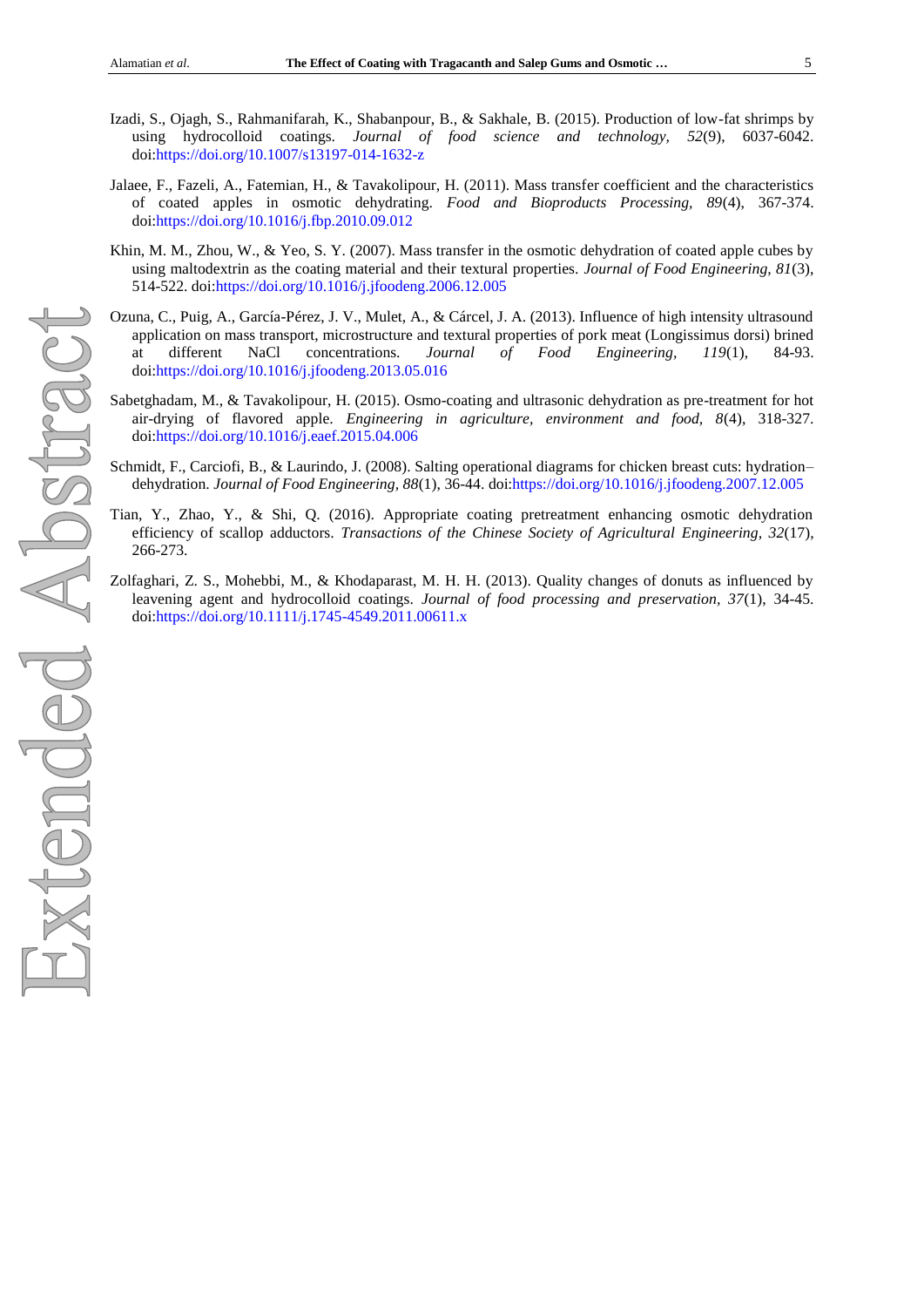Izadi, S., Ojagh, S., Rahmanifarah, K., Shabanpour, B., & Sakhale, B. (2015). Production of low-fat shrimps by using hydrocolloid coatings. *Journal of food science and technology, 52*(9), 6037-6042. doi:https://doi.org/10.1007/s13197-014-1632-z

Jalaee, F., Fazeli, A., Fatemian, H., & Tavakolipour, H. (2011). Mass transfer coefficient and the characteristics of coated apples in osmotic dehydrating. *Food and Bioproducts Processing, 89*(4), 367-374. doi:https://doi.org/10.1016/j.fbp.2010.09.012

Khin, M. M., Zhou, W., & Yeo, S. Y. (2007). Mass transfer in the osmotic dehydration of coated apple cubes by using maltodextrin as the coating material and their textural properties. *Journal of Food Engineering, 81*(3), 514-522. doi:https://doi.org/10.1016/j.jfoodeng.2006.12.005

Ozuna, C., Puig, A., García-Pérez, J. V., Mulet, A., & Cárcel, J. A. (2013). Influence of high intensity ultrasound application on mass transport, microstructure and textural properties of pork meat (Longissimus dorsi) brined at different NaCl concentrations. *Journal of Food Engineering, 119*(1), 84-93. doi:https://doi.org/10.1016/j.jfoodeng.2013.05.016

Sabetghadam, M., & Tavakolipour, H. (2015). Osmo-coating and ultrasonic dehydration as pre-treatment for hot air-drying of flavored apple. *Engineering in agriculture, environment and food, 8*(4), 318-327. doi:https://doi.org/10.1016/j.eaef.2015.04.006

Schmidt, F., Carciofi, B., & Laurindo, J. (2008). Salting operational diagrams for chicken breast cuts: hydration–dehydration. *Journal of Food Engineering, 88*(1), 36-44. doi:https://doi.org/10.1016/j.jfoodeng.2007.12.005

Tian, Y., Zhao, Y., & Shi, Q. (2016). Appropriate coating pretreatment enhancing osmotic dehydration efficiency of scallop adductors. *Transactions of the Chinese Society of Agricultural Engineering, 32*(17), 266-273.

Zolfaghari, Z. S., Mohebbi, M., & Khodaparast, M. H. H. (2013). Quality changes of donuts as influenced by leavening agent and hydrocolloid coatings. *Journal of food processing and preservation, 37*(1), 34-45. doi:https://doi.org/10.1111/j.1745-4549.2011.00611.x